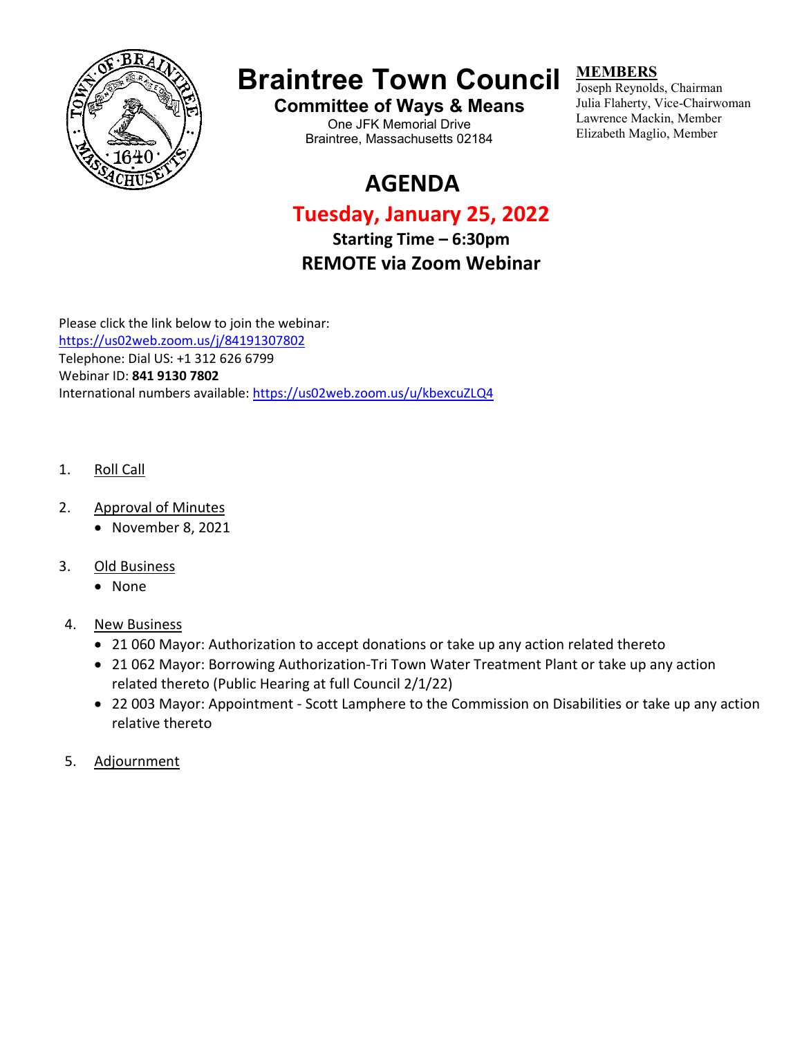# Braintree Town Council

## Committee of Ways & Means

One JFK Memorial Drive
Braintree, Massachusetts 02184

**MEMBERS**
Joseph Reynolds, Chairman
Julia Flaherty, Vice-Chairwoman
Lawrence Mackin, Member
Elizabeth Maglio, Member

# AGENDA

## Tuesday, January 25, 2022

### Starting Time – 6:30pm

### REMOTE via Zoom Webinar

Please click the link below to join the webinar:
https://us02web.zoom.us/j/84191307802
Telephone: Dial US: +1 312 626 6799
Webinar ID: **841 9130 7802**
International numbers available: https://us02web.zoom.us/u/kbexcuZLQ4

1. Roll Call

2. Approval of Minutes
   - November 8, 2021

3. Old Business
   - None

4. New Business
   - 21 060 Mayor: Authorization to accept donations or take up any action related thereto
   - 21 062 Mayor: Borrowing Authorization-Tri Town Water Treatment Plant or take up any action related thereto (Public Hearing at full Council 2/1/22)
   - 22 003 Mayor: Appointment - Scott Lamphere to the Commission on Disabilities or take up any action relative thereto

5. Adjournment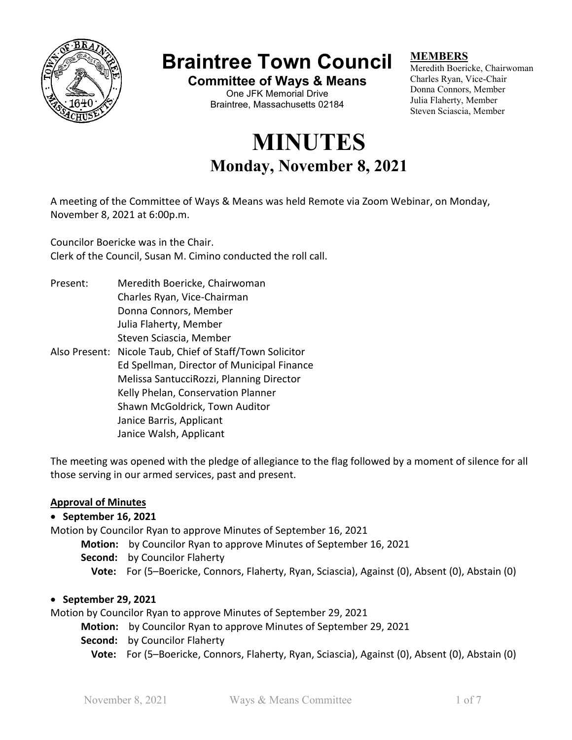# Braintree Town Council

**Committee of Ways & Means**

One JFK Memorial Drive
Braintree, Massachusetts 02184

**MEMBERS**

Meredith Boericke, Chairwoman
Charles Ryan, Vice-Chair
Donna Connors, Member
Julia Flaherty, Member
Steven Sciascia, Member

# MINUTES

## Monday, November 8, 2021

A meeting of the Committee of Ways & Means was held Remote via Zoom Webinar, on Monday, November 8, 2021 at 6:00p.m.

Councilor Boericke was in the Chair.
Clerk of the Council, Susan M. Cimino conducted the roll call.

Present: Meredith Boericke, Chairwoman
Charles Ryan, Vice-Chairman
Donna Connors, Member
Julia Flaherty, Member
Steven Sciascia, Member

Also Present: Nicole Taub, Chief of Staff/Town Solicitor
Ed Spellman, Director of Municipal Finance
Melissa SantucciRozzi, Planning Director
Kelly Phelan, Conservation Planner
Shawn McGoldrick, Town Auditor
Janice Barris, Applicant
Janice Walsh, Applicant

The meeting was opened with the pledge of allegiance to the flag followed by a moment of silence for all those serving in our armed services, past and present.

**Approval of Minutes**

- **September 16, 2021**

Motion by Councilor Ryan to approve Minutes of September 16, 2021

**Motion:** by Councilor Ryan to approve Minutes of September 16, 2021
**Second:** by Councilor Flaherty
**Vote:** For (5–Boericke, Connors, Flaherty, Ryan, Sciascia), Against (0), Absent (0), Abstain (0)

- **September 29, 2021**

Motion by Councilor Ryan to approve Minutes of September 29, 2021

**Motion:** by Councilor Ryan to approve Minutes of September 29, 2021
**Second:** by Councilor Flaherty
**Vote:** For (5–Boericke, Connors, Flaherty, Ryan, Sciascia), Against (0), Absent (0), Abstain (0)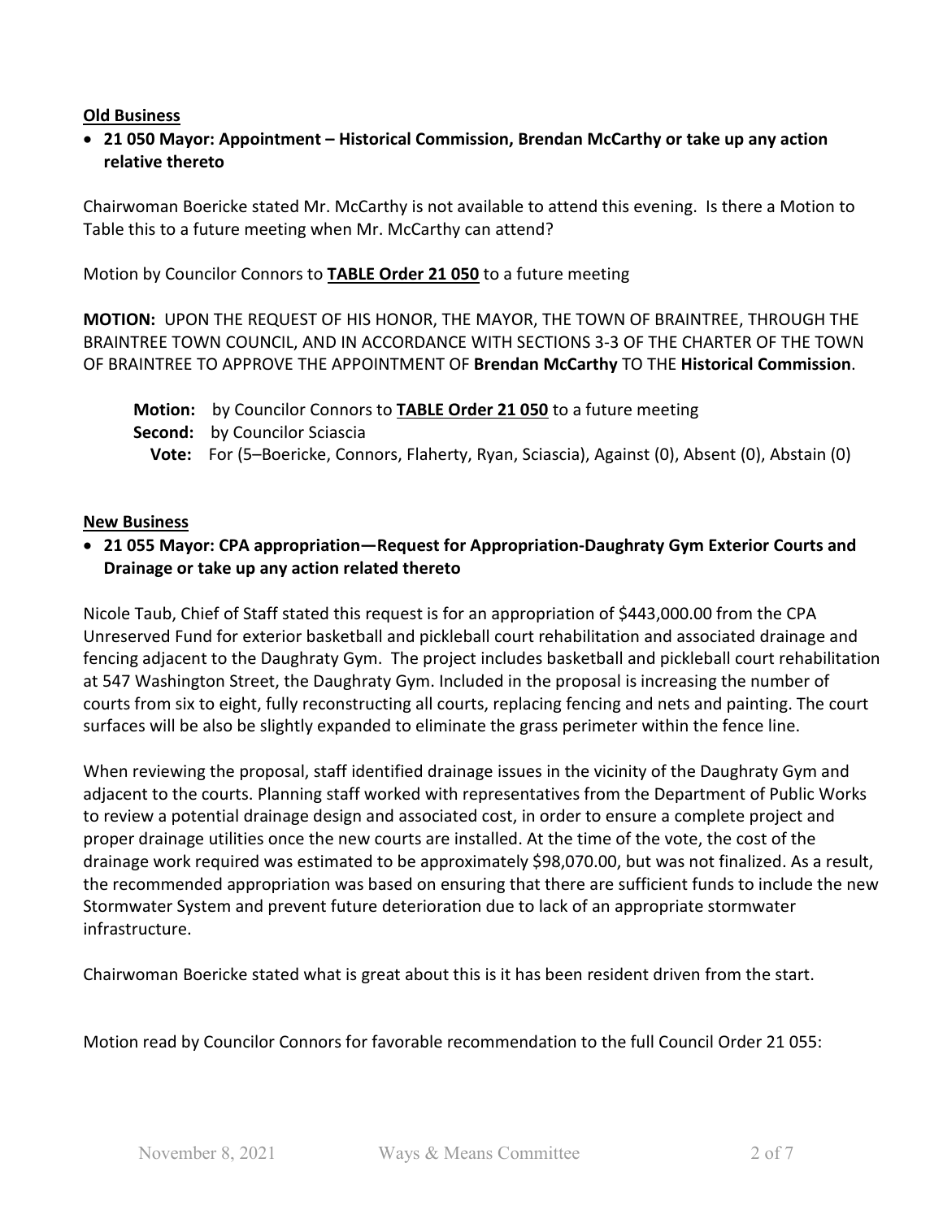**Old Business**

- **21 050 Mayor: Appointment – Historical Commission, Brendan McCarthy or take up any action relative thereto**

Chairwoman Boericke stated Mr. McCarthy is not available to attend this evening. Is there a Motion to Table this to a future meeting when Mr. McCarthy can attend?

Motion by Councilor Connors to **TABLE Order 21 050** to a future meeting

**MOTION:** UPON THE REQUEST OF HIS HONOR, THE MAYOR, THE TOWN OF BRAINTREE, THROUGH THE BRAINTREE TOWN COUNCIL, AND IN ACCORDANCE WITH SECTIONS 3-3 OF THE CHARTER OF THE TOWN OF BRAINTREE TO APPROVE THE APPOINTMENT OF **Brendan McCarthy** TO THE **Historical Commission**.

**Motion:** by Councilor Connors to **TABLE Order 21 050** to a future meeting
**Second:** by Councilor Sciascia
**Vote:** For (5–Boericke, Connors, Flaherty, Ryan, Sciascia), Against (0), Absent (0), Abstain (0)

**New Business**

- **21 055 Mayor: CPA appropriation—Request for Appropriation-Daughraty Gym Exterior Courts and Drainage or take up any action related thereto**

Nicole Taub, Chief of Staff stated this request is for an appropriation of $443,000.00 from the CPA Unreserved Fund for exterior basketball and pickleball court rehabilitation and associated drainage and fencing adjacent to the Daughraty Gym. The project includes basketball and pickleball court rehabilitation at 547 Washington Street, the Daughraty Gym. Included in the proposal is increasing the number of courts from six to eight, fully reconstructing all courts, replacing fencing and nets and painting. The court surfaces will be also be slightly expanded to eliminate the grass perimeter within the fence line.

When reviewing the proposal, staff identified drainage issues in the vicinity of the Daughraty Gym and adjacent to the courts. Planning staff worked with representatives from the Department of Public Works to review a potential drainage design and associated cost, in order to ensure a complete project and proper drainage utilities once the new courts are installed. At the time of the vote, the cost of the drainage work required was estimated to be approximately $98,070.00, but was not finalized. As a result, the recommended appropriation was based on ensuring that there are sufficient funds to include the new Stormwater System and prevent future deterioration due to lack of an appropriate stormwater infrastructure.

Chairwoman Boericke stated what is great about this is it has been resident driven from the start.

Motion read by Councilor Connors for favorable recommendation to the full Council Order 21 055: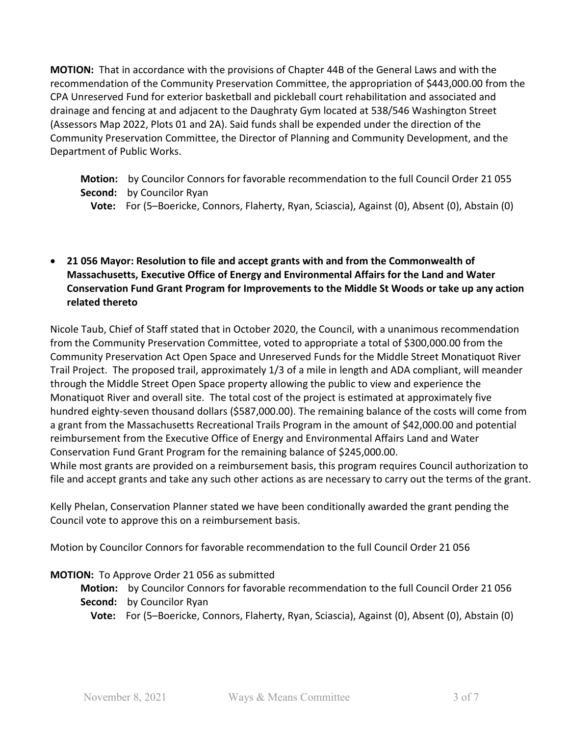**MOTION:** That in accordance with the provisions of Chapter 44B of the General Laws and with the recommendation of the Community Preservation Committee, the appropriation of $443,000.00 from the CPA Unreserved Fund for exterior basketball and pickleball court rehabilitation and associated and drainage and fencing at and adjacent to the Daughraty Gym located at 538/546 Washington Street (Assessors Map 2022, Plots 01 and 2A). Said funds shall be expended under the direction of the Community Preservation Committee, the Director of Planning and Community Development, and the Department of Public Works.

**Motion:** by Councilor Connors for favorable recommendation to the full Council Order 21 055
**Second:** by Councilor Ryan
**Vote:** For (5–Boericke, Connors, Flaherty, Ryan, Sciascia), Against (0), Absent (0), Abstain (0)

- **21 056 Mayor: Resolution to file and accept grants with and from the Commonwealth of Massachusetts, Executive Office of Energy and Environmental Affairs for the Land and Water Conservation Fund Grant Program for Improvements to the Middle St Woods or take up any action related thereto**

Nicole Taub, Chief of Staff stated that in October 2020, the Council, with a unanimous recommendation from the Community Preservation Committee, voted to appropriate a total of $300,000.00 from the Community Preservation Act Open Space and Unreserved Funds for the Middle Street Monatiquot River Trail Project. The proposed trail, approximately 1/3 of a mile in length and ADA compliant, will meander through the Middle Street Open Space property allowing the public to view and experience the Monatiquot River and overall site. The total cost of the project is estimated at approximately five hundred eighty-seven thousand dollars ($587,000.00). The remaining balance of the costs will come from a grant from the Massachusetts Recreational Trails Program in the amount of $42,000.00 and potential reimbursement from the Executive Office of Energy and Environmental Affairs Land and Water Conservation Fund Grant Program for the remaining balance of $245,000.00.
While most grants are provided on a reimbursement basis, this program requires Council authorization to file and accept grants and take any such other actions as are necessary to carry out the terms of the grant.

Kelly Phelan, Conservation Planner stated we have been conditionally awarded the grant pending the Council vote to approve this on a reimbursement basis.

Motion by Councilor Connors for favorable recommendation to the full Council Order 21 056

**MOTION:** To Approve Order 21 056 as submitted

**Motion:** by Councilor Connors for favorable recommendation to the full Council Order 21 056
**Second:** by Councilor Ryan
**Vote:** For (5–Boericke, Connors, Flaherty, Ryan, Sciascia), Against (0), Absent (0), Abstain (0)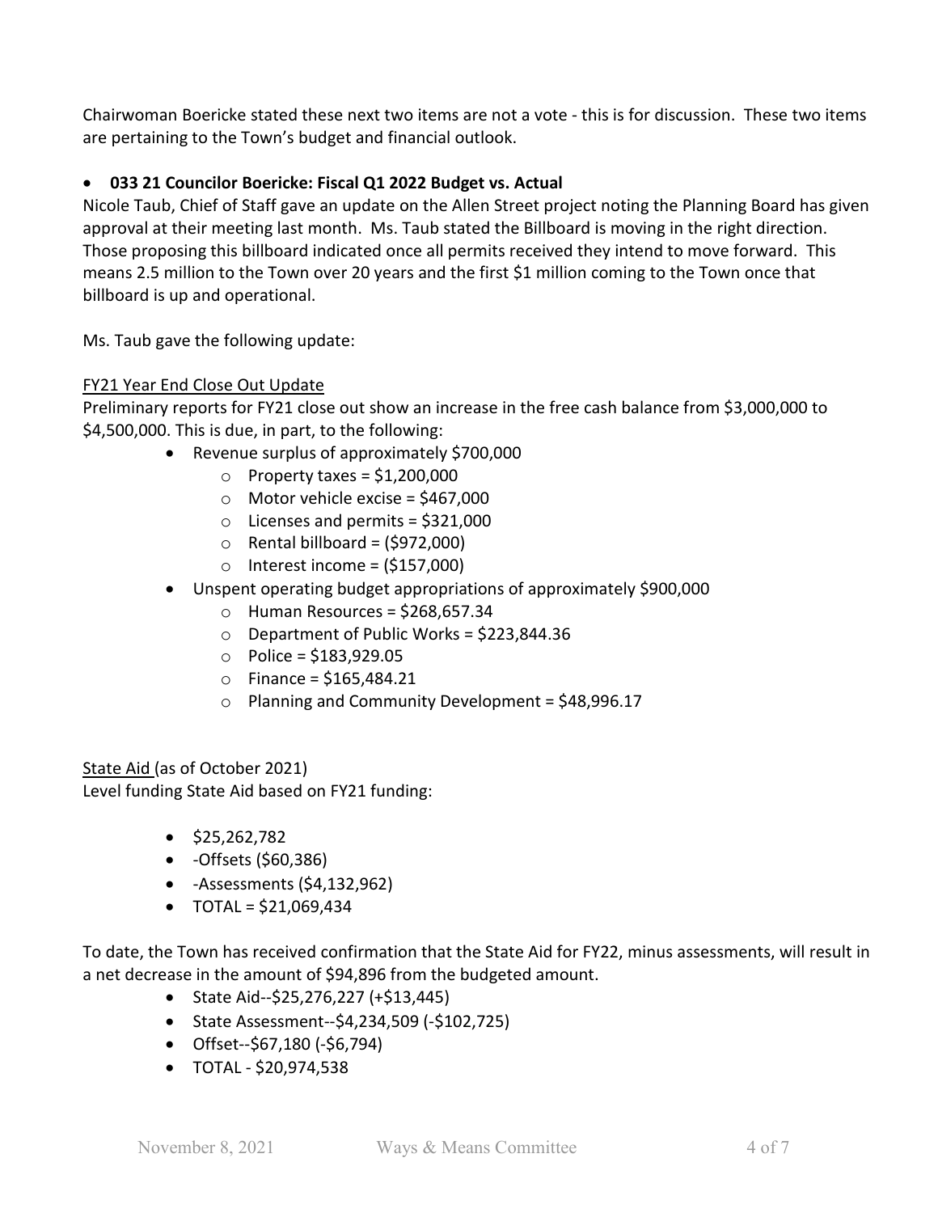Chairwoman Boericke stated these next two items are not a vote - this is for discussion. These two items are pertaining to the Town's budget and financial outlook.

- **033 21 Councilor Boericke: Fiscal Q1 2022 Budget vs. Actual**

Nicole Taub, Chief of Staff gave an update on the Allen Street project noting the Planning Board has given approval at their meeting last month. Ms. Taub stated the Billboard is moving in the right direction. Those proposing this billboard indicated once all permits received they intend to move forward. This means 2.5 million to the Town over 20 years and the first $1 million coming to the Town once that billboard is up and operational.

Ms. Taub gave the following update:

FY21 Year End Close Out Update

Preliminary reports for FY21 close out show an increase in the free cash balance from $3,000,000 to $4,500,000. This is due, in part, to the following:

- Revenue surplus of approximately $700,000
  - Property taxes = $1,200,000
  - Motor vehicle excise = $467,000
  - Licenses and permits = $321,000
  - Rental billboard = ($972,000)
  - Interest income = ($157,000)
- Unspent operating budget appropriations of approximately $900,000
  - Human Resources = $268,657.34
  - Department of Public Works = $223,844.36
  - Police = $183,929.05
  - Finance = $165,484.21
  - Planning and Community Development = $48,996.17

State Aid (as of October 2021)

Level funding State Aid based on FY21 funding:

- $25,262,782
- -Offsets ($60,386)
- -Assessments ($4,132,962)
- TOTAL = $21,069,434

To date, the Town has received confirmation that the State Aid for FY22, minus assessments, will result in a net decrease in the amount of $94,896 from the budgeted amount.

- State Aid--$25,276,227 (+$13,445)
- State Assessment--$4,234,509 (-$102,725)
- Offset--$67,180 (-$6,794)
- TOTAL - $20,974,538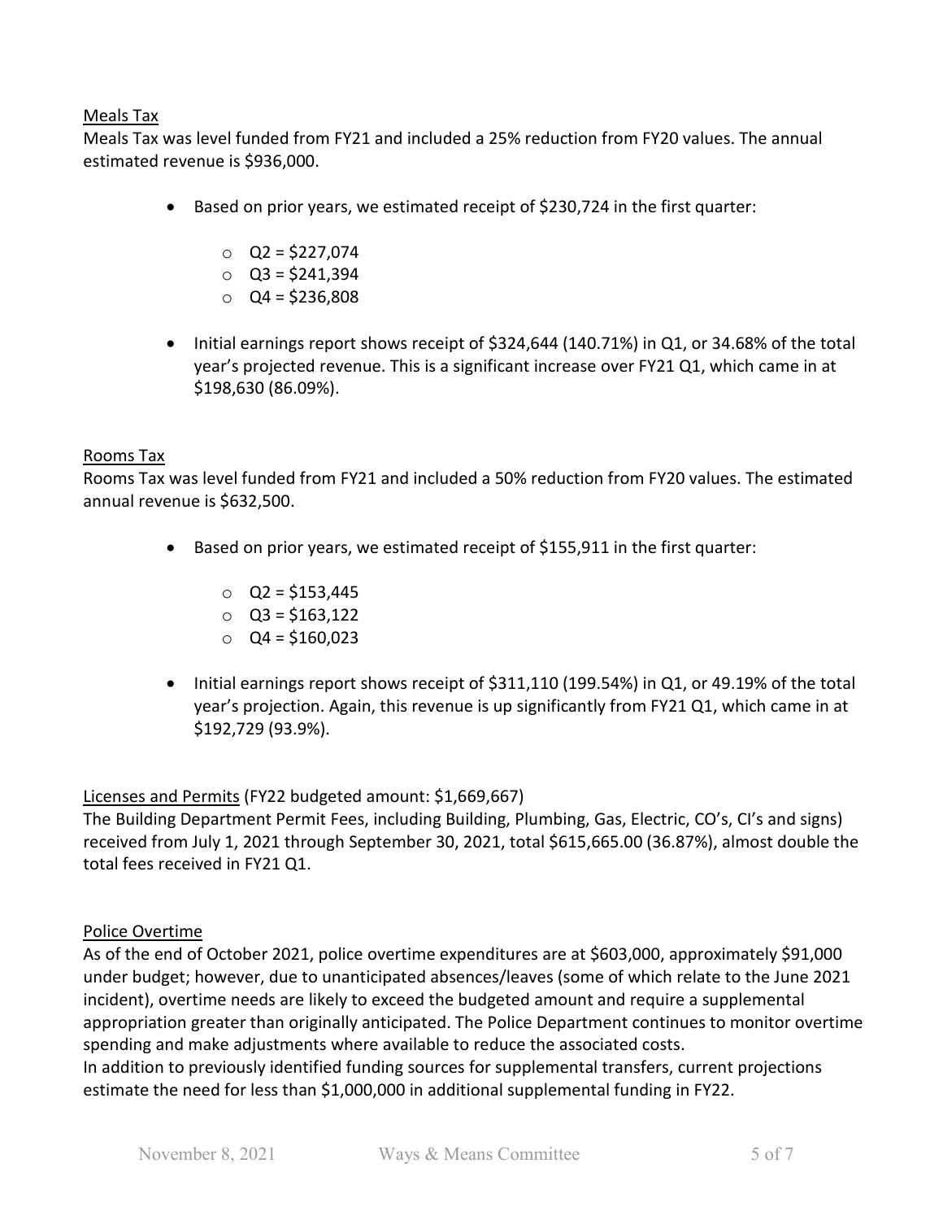<u>Meals Tax</u>

Meals Tax was level funded from FY21 and included a 25% reduction from FY20 values. The annual estimated revenue is $936,000.

- Based on prior years, we estimated receipt of $230,724 in the first quarter:
  - Q2 = $227,074
  - Q3 = $241,394
  - Q4 = $236,808
- Initial earnings report shows receipt of $324,644 (140.71%) in Q1, or 34.68% of the total year's projected revenue. This is a significant increase over FY21 Q1, which came in at $198,630 (86.09%).

<u>Rooms Tax</u>

Rooms Tax was level funded from FY21 and included a 50% reduction from FY20 values. The estimated annual revenue is $632,500.

- Based on prior years, we estimated receipt of $155,911 in the first quarter:
  - Q2 = $153,445
  - Q3 = $163,122
  - Q4 = $160,023
- Initial earnings report shows receipt of $311,110 (199.54%) in Q1, or 49.19% of the total year's projection. Again, this revenue is up significantly from FY21 Q1, which came in at $192,729 (93.9%).

<u>Licenses and Permits</u> (FY22 budgeted amount: $1,669,667)

The Building Department Permit Fees, including Building, Plumbing, Gas, Electric, CO's, CI's and signs) received from July 1, 2021 through September 30, 2021, total $615,665.00 (36.87%), almost double the total fees received in FY21 Q1.

<u>Police Overtime</u>

As of the end of October 2021, police overtime expenditures are at $603,000, approximately $91,000 under budget; however, due to unanticipated absences/leaves (some of which relate to the June 2021 incident), overtime needs are likely to exceed the budgeted amount and require a supplemental appropriation greater than originally anticipated. The Police Department continues to monitor overtime spending and make adjustments where available to reduce the associated costs.

In addition to previously identified funding sources for supplemental transfers, current projections estimate the need for less than $1,000,000 in additional supplemental funding in FY22.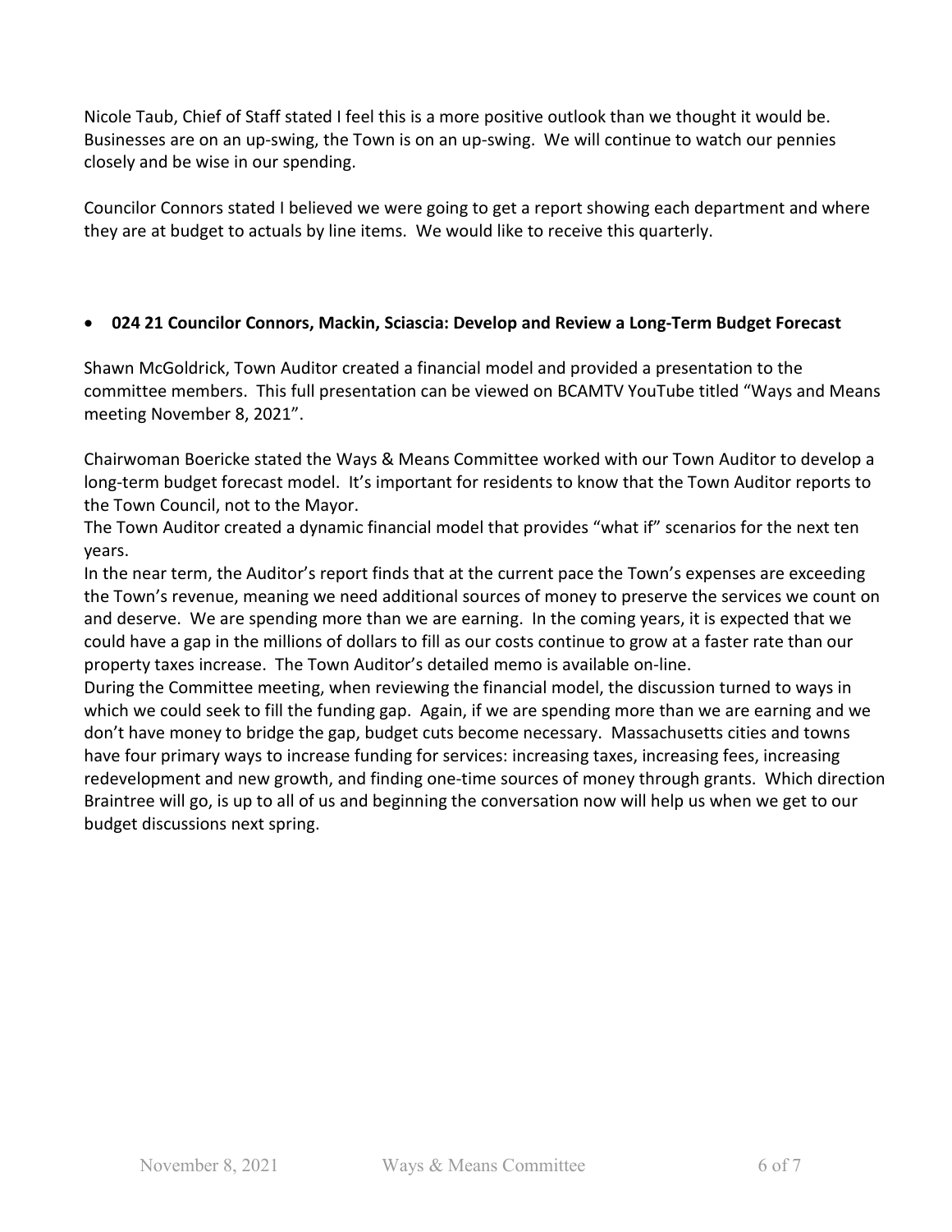Nicole Taub, Chief of Staff stated I feel this is a more positive outlook than we thought it would be. Businesses are on an up-swing, the Town is on an up-swing. We will continue to watch our pennies closely and be wise in our spending.

Councilor Connors stated I believed we were going to get a report showing each department and where they are at budget to actuals by line items. We would like to receive this quarterly.

- **024 21 Councilor Connors, Mackin, Sciascia: Develop and Review a Long-Term Budget Forecast**

Shawn McGoldrick, Town Auditor created a financial model and provided a presentation to the committee members. This full presentation can be viewed on BCAMTV YouTube titled "Ways and Means meeting November 8, 2021".

Chairwoman Boericke stated the Ways & Means Committee worked with our Town Auditor to develop a long-term budget forecast model. It's important for residents to know that the Town Auditor reports to the Town Council, not to the Mayor.

The Town Auditor created a dynamic financial model that provides "what if" scenarios for the next ten years.

In the near term, the Auditor's report finds that at the current pace the Town's expenses are exceeding the Town's revenue, meaning we need additional sources of money to preserve the services we count on and deserve. We are spending more than we are earning. In the coming years, it is expected that we could have a gap in the millions of dollars to fill as our costs continue to grow at a faster rate than our property taxes increase. The Town Auditor's detailed memo is available on-line.

During the Committee meeting, when reviewing the financial model, the discussion turned to ways in which we could seek to fill the funding gap. Again, if we are spending more than we are earning and we don't have money to bridge the gap, budget cuts become necessary. Massachusetts cities and towns have four primary ways to increase funding for services: increasing taxes, increasing fees, increasing redevelopment and new growth, and finding one-time sources of money through grants. Which direction Braintree will go, is up to all of us and beginning the conversation now will help us when we get to our budget discussions next spring.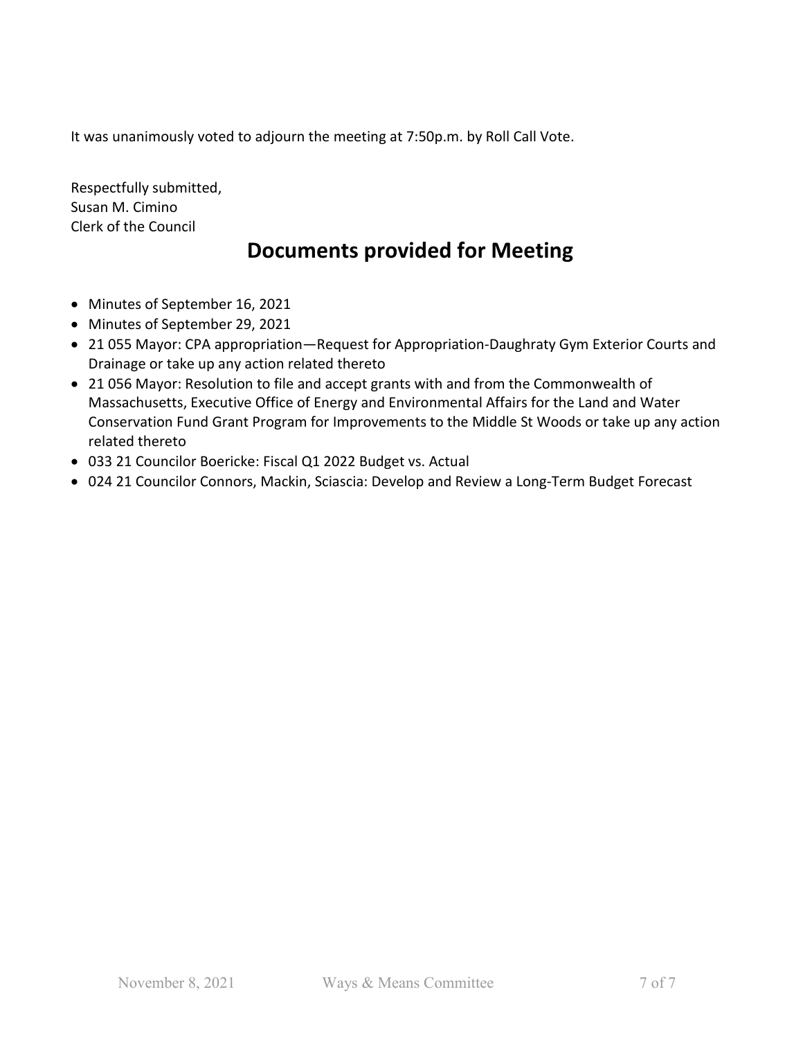It was unanimously voted to adjourn the meeting at 7:50p.m. by Roll Call Vote.

Respectfully submitted,
Susan M. Cimino
Clerk of the Council

## Documents provided for Meeting

- Minutes of September 16, 2021
- Minutes of September 29, 2021
- 21 055 Mayor: CPA appropriation—Request for Appropriation-Daughraty Gym Exterior Courts and Drainage or take up any action related thereto
- 21 056 Mayor: Resolution to file and accept grants with and from the Commonwealth of Massachusetts, Executive Office of Energy and Environmental Affairs for the Land and Water Conservation Fund Grant Program for Improvements to the Middle St Woods or take up any action related thereto
- 033 21 Councilor Boericke: Fiscal Q1 2022 Budget vs. Actual
- 024 21 Councilor Connors, Mackin, Sciascia: Develop and Review a Long-Term Budget Forecast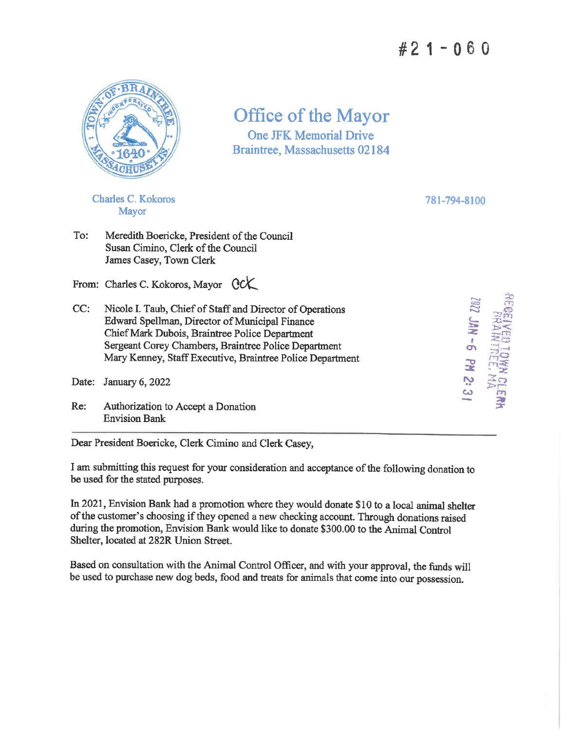#21-060

# Office of the Mayor

One JFK Memorial Drive
Braintree, Massachusetts 02184

Charles C. Kokoros
Mayor

781-794-8100

To: Meredith Boericke, President of the Council
Susan Cimino, Clerk of the Council
James Casey, Town Clerk

From: Charles C. Kokoros, Mayor CCK

CC: Nicole I. Taub, Chief of Staff and Director of Operations
Edward Spellman, Director of Municipal Finance
Chief Mark Dubois, Braintree Police Department
Sergeant Corey Chambers, Braintree Police Department
Mary Kenney, Staff Executive, Braintree Police Department

Date: January 6, 2022

Re: Authorization to Accept a Donation
Envision Bank

RECEIVED TOWN CLERK
BRAINTREE, MA
2022 JAN -6 PM 2:31

---

Dear President Boericke, Clerk Cimino and Clerk Casey,

I am submitting this request for your consideration and acceptance of the following donation to be used for the stated purposes.

In 2021, Envision Bank had a promotion where they would donate $10 to a local animal shelter of the customer's choosing if they opened a new checking account. Through donations raised during the promotion, Envision Bank would like to donate $300.00 to the Animal Control Shelter, located at 282R Union Street.

Based on consultation with the Animal Control Officer, and with your approval, the funds will be used to purchase new dog beds, food and treats for animals that come into our possession.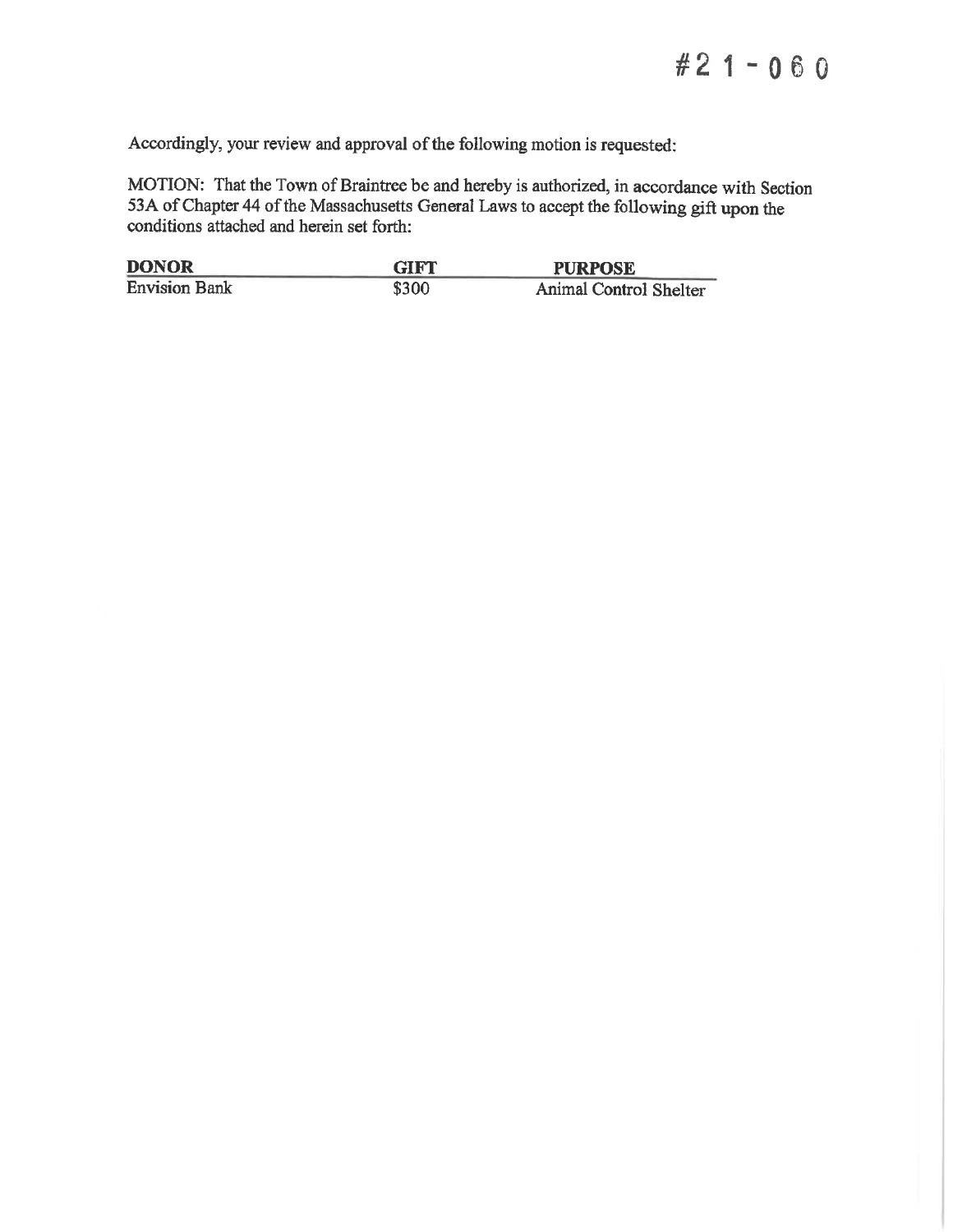#21-060

Accordingly, your review and approval of the following motion is requested:

MOTION: That the Town of Braintree be and hereby is authorized, in accordance with Section 53A of Chapter 44 of the Massachusetts General Laws to accept the following gift upon the conditions attached and herein set forth:

| **DONOR** | **GIFT** | **PURPOSE** |
|---|---|---|
| Envision Bank | $300 | Animal Control Shelter |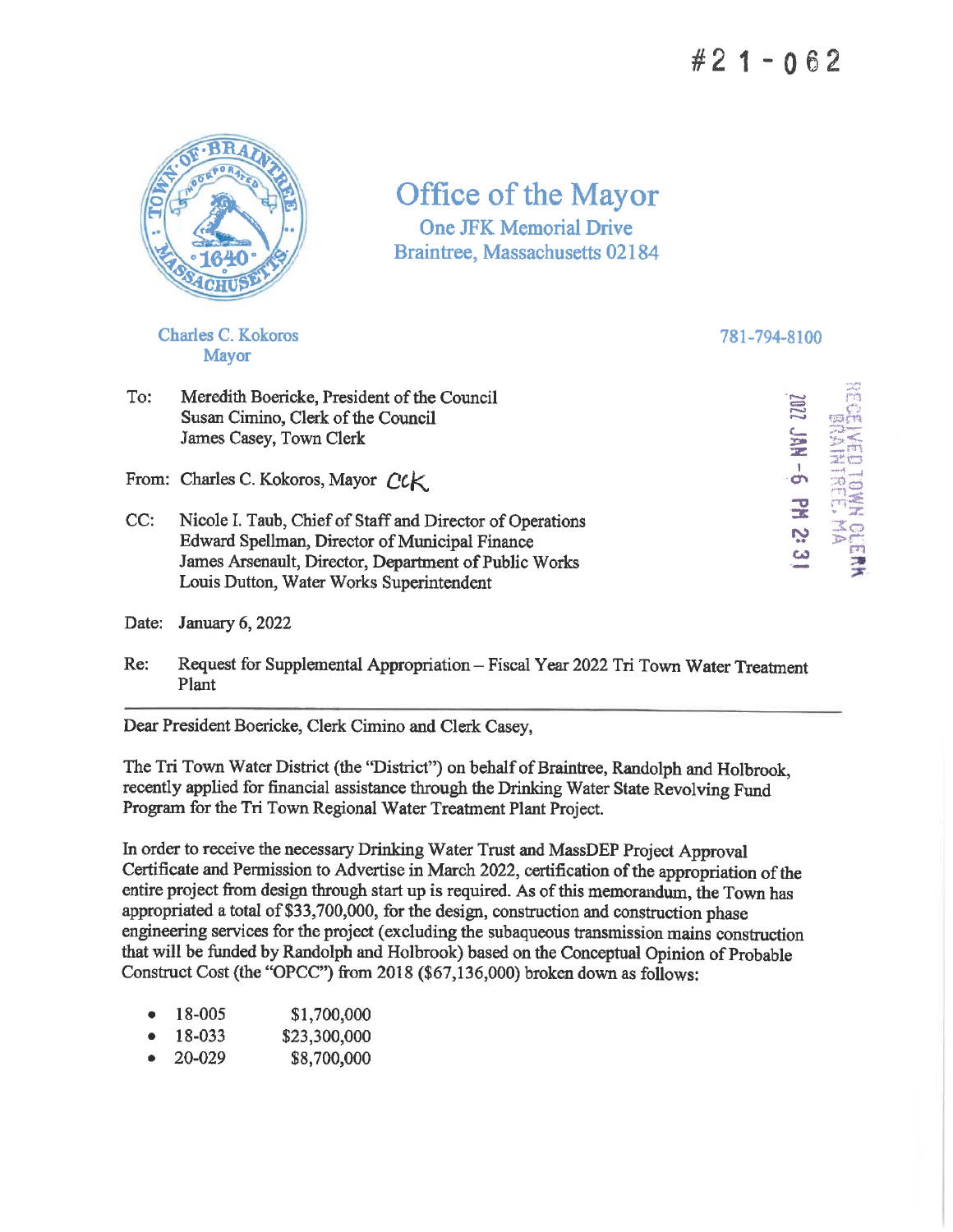# #21-062

# Office of the Mayor

One JFK Memorial Drive
Braintree, Massachusetts 02184

Charles C. Kokoros
Mayor

781-794-8100

RECEIVED TOWN CLERK BRAINTREE, MA
2022 JAN -6 PM 2:31

To: Meredith Boericke, President of the Council
Susan Cimino, Clerk of the Council
James Casey, Town Clerk

From: Charles C. Kokoros, Mayor *CCK*

CC: Nicole I. Taub, Chief of Staff and Director of Operations
Edward Spellman, Director of Municipal Finance
James Arsenault, Director, Department of Public Works
Louis Dutton, Water Works Superintendent

Date: January 6, 2022

Re: Request for Supplemental Appropriation – Fiscal Year 2022 Tri Town Water Treatment Plant

---

Dear President Boericke, Clerk Cimino and Clerk Casey,

The Tri Town Water District (the "District") on behalf of Braintree, Randolph and Holbrook, recently applied for financial assistance through the Drinking Water State Revolving Fund Program for the Tri Town Regional Water Treatment Plant Project.

In order to receive the necessary Drinking Water Trust and MassDEP Project Approval Certificate and Permission to Advertise in March 2022, certification of the appropriation of the entire project from design through start up is required. As of this memorandum, the Town has appropriated a total of $33,700,000, for the design, construction and construction phase engineering services for the project (excluding the subaqueous transmission mains construction that will be funded by Randolph and Holbrook) based on the Conceptual Opinion of Probable Construct Cost (the "OPCC") from 2018 ($67,136,000) broken down as follows:

- 18-005 $1,700,000
- 18-033 $23,300,000
- 20-029 $8,700,000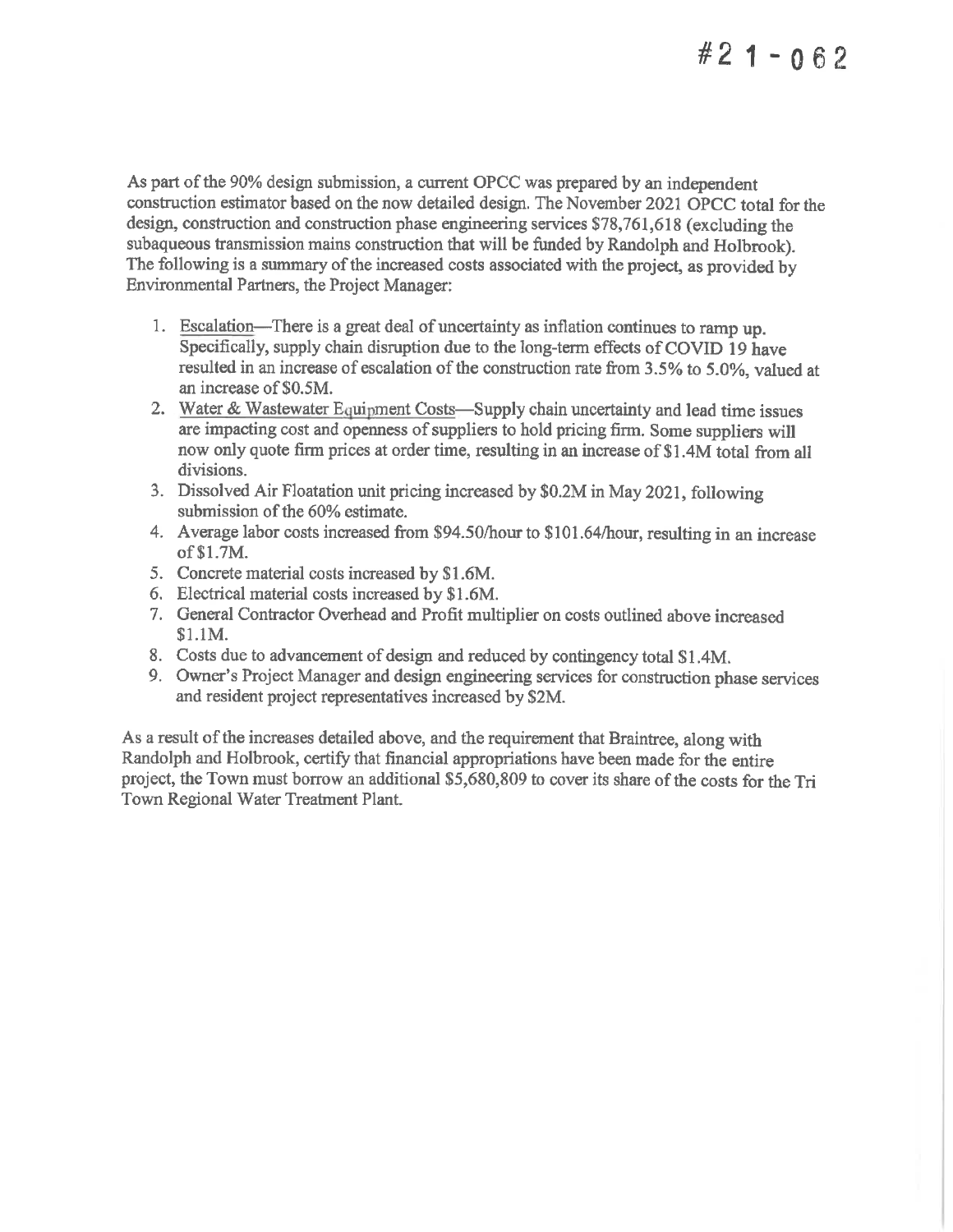#21-062

As part of the 90% design submission, a current OPCC was prepared by an independent construction estimator based on the now detailed design. The November 2021 OPCC total for the design, construction and construction phase engineering services $78,761,618 (excluding the subaqueous transmission mains construction that will be funded by Randolph and Holbrook). The following is a summary of the increased costs associated with the project, as provided by Environmental Partners, the Project Manager:

1. Escalation—There is a great deal of uncertainty as inflation continues to ramp up. Specifically, supply chain disruption due to the long-term effects of COVID 19 have resulted in an increase of escalation of the construction rate from 3.5% to 5.0%, valued at an increase of $0.5M.
2. Water & Wastewater Equipment Costs—Supply chain uncertainty and lead time issues are impacting cost and openness of suppliers to hold pricing firm. Some suppliers will now only quote firm prices at order time, resulting in an increase of $1.4M total from all divisions.
3. Dissolved Air Floatation unit pricing increased by $0.2M in May 2021, following submission of the 60% estimate.
4. Average labor costs increased from $94.50/hour to $101.64/hour, resulting in an increase of $1.7M.
5. Concrete material costs increased by $1.6M.
6. Electrical material costs increased by $1.6M.
7. General Contractor Overhead and Profit multiplier on costs outlined above increased $1.1M.
8. Costs due to advancement of design and reduced by contingency total $1.4M.
9. Owner's Project Manager and design engineering services for construction phase services and resident project representatives increased by $2M.

As a result of the increases detailed above, and the requirement that Braintree, along with Randolph and Holbrook, certify that financial appropriations have been made for the entire project, the Town must borrow an additional $5,680,809 to cover its share of the costs for the Tri Town Regional Water Treatment Plant.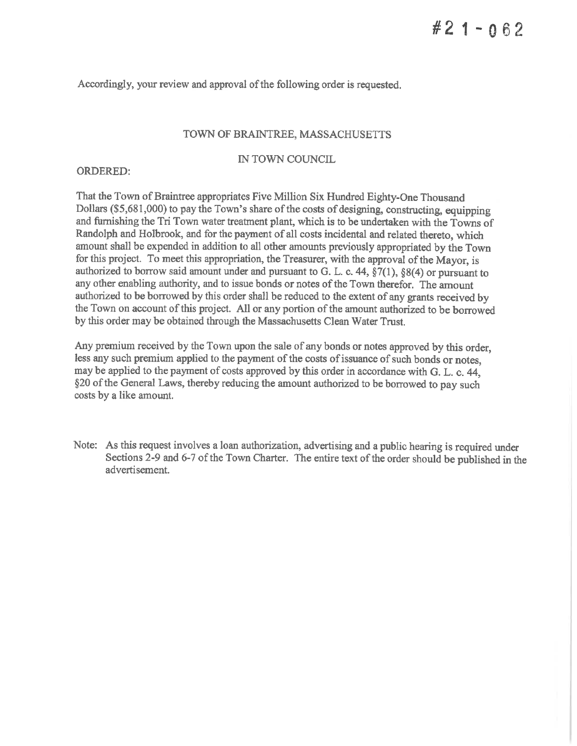#21-062

Accordingly, your review and approval of the following order is requested.

TOWN OF BRAINTREE, MASSACHUSETTS

IN TOWN COUNCIL

ORDERED:

That the Town of Braintree appropriates Five Million Six Hundred Eighty-One Thousand Dollars ($5,681,000) to pay the Town's share of the costs of designing, constructing, equipping and furnishing the Tri Town water treatment plant, which is to be undertaken with the Towns of Randolph and Holbrook, and for the payment of all costs incidental and related thereto, which amount shall be expended in addition to all other amounts previously appropriated by the Town for this project. To meet this appropriation, the Treasurer, with the approval of the Mayor, is authorized to borrow said amount under and pursuant to G. L. c. 44, §7(1), §8(4) or pursuant to any other enabling authority, and to issue bonds or notes of the Town therefor. The amount authorized to be borrowed by this order shall be reduced to the extent of any grants received by the Town on account of this project. All or any portion of the amount authorized to be borrowed by this order may be obtained through the Massachusetts Clean Water Trust.

Any premium received by the Town upon the sale of any bonds or notes approved by this order, less any such premium applied to the payment of the costs of issuance of such bonds or notes, may be applied to the payment of costs approved by this order in accordance with G. L. c. 44, §20 of the General Laws, thereby reducing the amount authorized to be borrowed to pay such costs by a like amount.

Note: As this request involves a loan authorization, advertising and a public hearing is required under Sections 2-9 and 6-7 of the Town Charter. The entire text of the order should be published in the advertisement.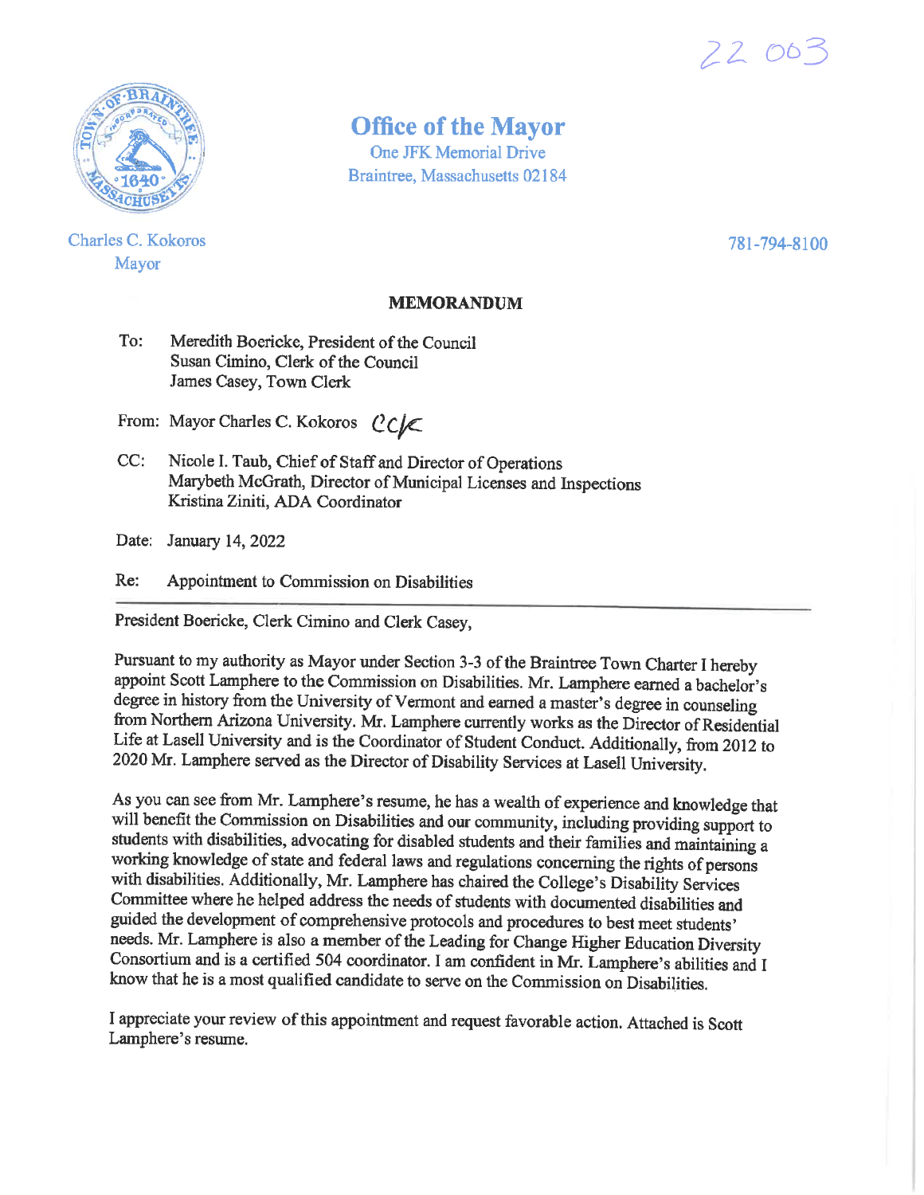22 003

# Office of the Mayor

One JFK Memorial Drive
Braintree, Massachusetts 02184

Charles C. Kokoros
Mayor

781-794-8100

## MEMORANDUM

To: Meredith Boericke, President of the Council
Susan Cimino, Clerk of the Council
James Casey, Town Clerk

From: Mayor Charles C. Kokoros *CCK*

CC: Nicole I. Taub, Chief of Staff and Director of Operations
Marybeth McGrath, Director of Municipal Licenses and Inspections
Kristina Ziniti, ADA Coordinator

Date: January 14, 2022

Re: Appointment to Commission on Disabilities

---

President Boericke, Clerk Cimino and Clerk Casey,

Pursuant to my authority as Mayor under Section 3-3 of the Braintree Town Charter I hereby appoint Scott Lamphere to the Commission on Disabilities. Mr. Lamphere earned a bachelor's degree in history from the University of Vermont and earned a master's degree in counseling from Northern Arizona University. Mr. Lamphere currently works as the Director of Residential Life at Lasell University and is the Coordinator of Student Conduct. Additionally, from 2012 to 2020 Mr. Lamphere served as the Director of Disability Services at Lasell University.

As you can see from Mr. Lamphere's resume, he has a wealth of experience and knowledge that will benefit the Commission on Disabilities and our community, including providing support to students with disabilities, advocating for disabled students and their families and maintaining a working knowledge of state and federal laws and regulations concerning the rights of persons with disabilities. Additionally, Mr. Lamphere has chaired the College's Disability Services Committee where he helped address the needs of students with documented disabilities and guided the development of comprehensive protocols and procedures to best meet students' needs. Mr. Lamphere is also a member of the Leading for Change Higher Education Diversity Consortium and is a certified 504 coordinator. I am confident in Mr. Lamphere's abilities and I know that he is a most qualified candidate to serve on the Commission on Disabilities.

I appreciate your review of this appointment and request favorable action. Attached is Scott Lamphere's resume.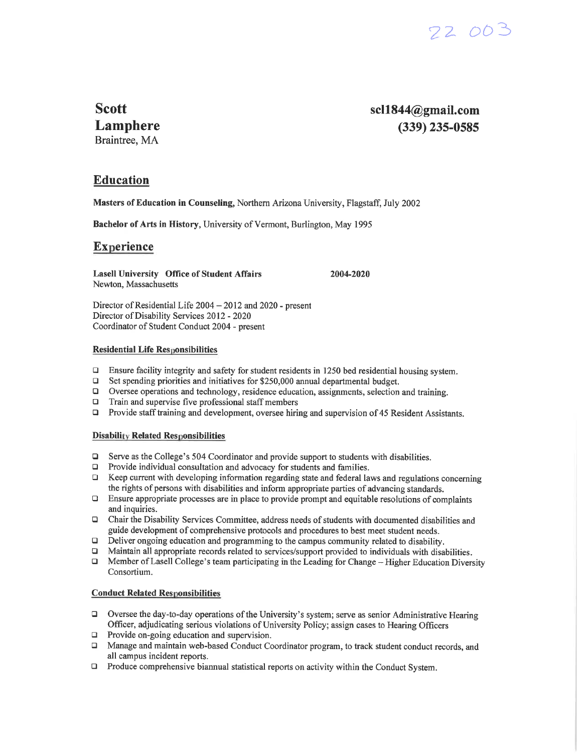22 003

**Scott Lamphere**
Braintree, MA

**scl1844@gmail.com**
**(339) 235-0585**

## Education

**Masters of Education in Counseling,** Northern Arizona University, Flagstaff, July 2002

**Bachelor of Arts in History**, University of Vermont, Burlington, May 1995

## Experience

**Lasell University Office of Student Affairs** **2004-2020**
Newton, Massachusetts

Director of Residential Life 2004 – 2012 and 2020 - present
Director of Disability Services 2012 - 2020
Coordinator of Student Conduct 2004 - present

### Residential Life Responsibilities

- Ensure facility integrity and safety for student residents in 1250 bed residential housing system.
- Set spending priorities and initiatives for $250,000 annual departmental budget.
- Oversee operations and technology, residence education, assignments, selection and training.
- Train and supervise five professional staff members
- Provide staff training and development, oversee hiring and supervision of 45 Resident Assistants.

### Disability Related Responsibilities

- Serve as the College's 504 Coordinator and provide support to students with disabilities.
- Provide individual consultation and advocacy for students and families.
- Keep current with developing information regarding state and federal laws and regulations concerning the rights of persons with disabilities and inform appropriate parties of advancing standards.
- Ensure appropriate processes are in place to provide prompt and equitable resolutions of complaints and inquiries.
- Chair the Disability Services Committee, address needs of students with documented disabilities and guide development of comprehensive protocols and procedures to best meet student needs.
- Deliver ongoing education and programming to the campus community related to disability.
- Maintain all appropriate records related to services/support provided to individuals with disabilities.
- Member of Lasell College's team participating in the Leading for Change – Higher Education Diversity Consortium.

### Conduct Related Responsibilities

- Oversee the day-to-day operations of the University's system; serve as senior Administrative Hearing Officer, adjudicating serious violations of University Policy; assign cases to Hearing Officers
- Provide on-going education and supervision.
- Manage and maintain web-based Conduct Coordinator program, to track student conduct records, and all campus incident reports.
- Produce comprehensive biannual statistical reports on activity within the Conduct System.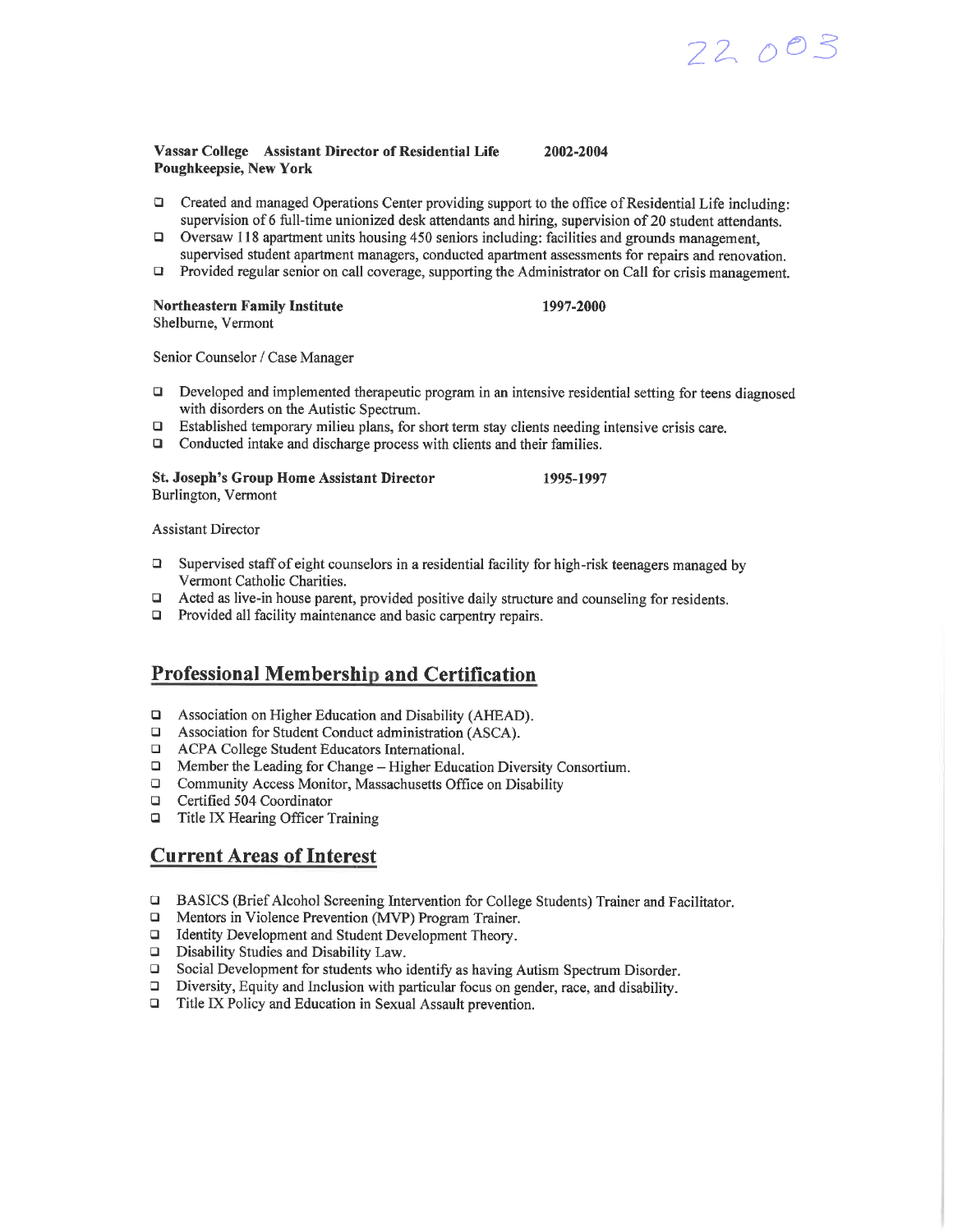22.003

**Vassar College Assistant Director of Residential Life 2002-2004**
**Poughkeepsie, New York**

- Created and managed Operations Center providing support to the office of Residential Life including: supervision of 6 full-time unionized desk attendants and hiring, supervision of 20 student attendants.
- Oversaw 118 apartment units housing 450 seniors including: facilities and grounds management, supervised student apartment managers, conducted apartment assessments for repairs and renovation.
- Provided regular senior on call coverage, supporting the Administrator on Call for crisis management.

**Northeastern Family Institute 1997-2000**
Shelburne, Vermont

Senior Counselor / Case Manager

- Developed and implemented therapeutic program in an intensive residential setting for teens diagnosed with disorders on the Autistic Spectrum.
- Established temporary milieu plans, for short term stay clients needing intensive crisis care.
- Conducted intake and discharge process with clients and their families.

**St. Joseph's Group Home Assistant Director 1995-1997**
Burlington, Vermont

Assistant Director

- Supervised staff of eight counselors in a residential facility for high-risk teenagers managed by Vermont Catholic Charities.
- Acted as live-in house parent, provided positive daily structure and counseling for residents.
- Provided all facility maintenance and basic carpentry repairs.

## Professional Membership and Certification

- Association on Higher Education and Disability (AHEAD).
- Association for Student Conduct administration (ASCA).
- ACPA College Student Educators International.
- Member the Leading for Change – Higher Education Diversity Consortium.
- Community Access Monitor, Massachusetts Office on Disability
- Certified 504 Coordinator
- Title IX Hearing Officer Training

## Current Areas of Interest

- BASICS (Brief Alcohol Screening Intervention for College Students) Trainer and Facilitator.
- Mentors in Violence Prevention (MVP) Program Trainer.
- Identity Development and Student Development Theory.
- Disability Studies and Disability Law.
- Social Development for students who identify as having Autism Spectrum Disorder.
- Diversity, Equity and Inclusion with particular focus on gender, race, and disability.
- Title IX Policy and Education in Sexual Assault prevention.